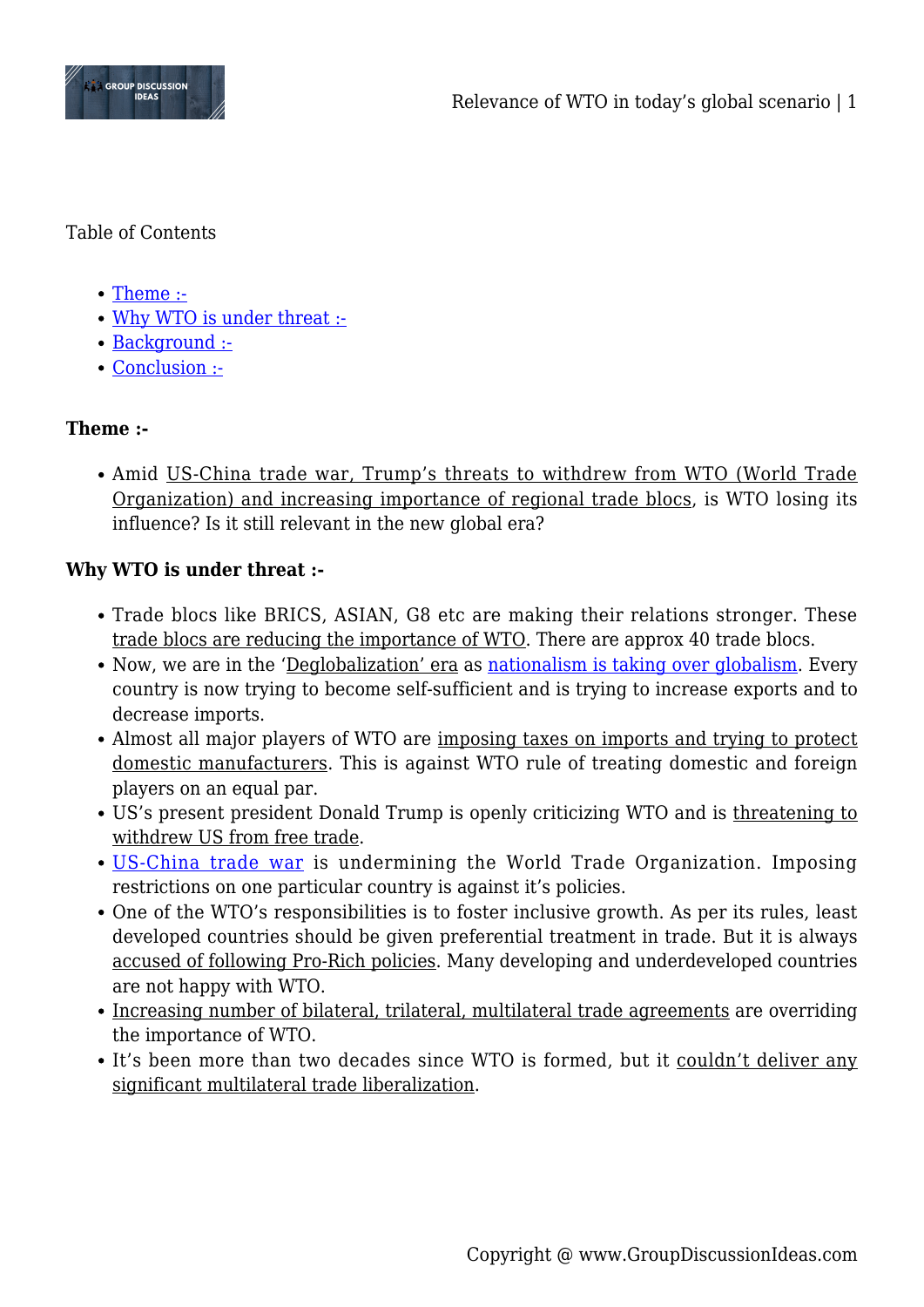Table of Contents

- Theme :-
- Why WTO is under threat :-
- Background :-
- Conclusion :-

**Theme :-**

- Amid US-China trade war, Trump's threats to withdrew from WTO (World Trade Organization) and increasing importance of regional trade blocs, is WTO losing its influence? Is it still relevant in the new global era?

**Why WTO is under threat :-**

- Trade blocs like BRICS, ASIAN, G8 etc are making their relations stronger. These trade blocs are reducing the importance of WTO. There are approx 40 trade blocs.
- Now, we are in the 'Deglobalization' era as nationalism is taking over globalism. Every country is now trying to become self-sufficient and is trying to increase exports and to decrease imports.
- Almost all major players of WTO are imposing taxes on imports and trying to protect domestic manufacturers. This is against WTO rule of treating domestic and foreign players on an equal par.
- US's present president Donald Trump is openly criticizing WTO and is threatening to withdrew US from free trade.
- US-China trade war is undermining the World Trade Organization. Imposing restrictions on one particular country is against it's policies.
- One of the WTO's responsibilities is to foster inclusive growth. As per its rules, least developed countries should be given preferential treatment in trade. But it is always accused of following Pro-Rich policies. Many developing and underdeveloped countries are not happy with WTO.
- Increasing number of bilateral, trilateral, multilateral trade agreements are overriding the importance of WTO.
- It's been more than two decades since WTO is formed, but it couldn't deliver any significant multilateral trade liberalization.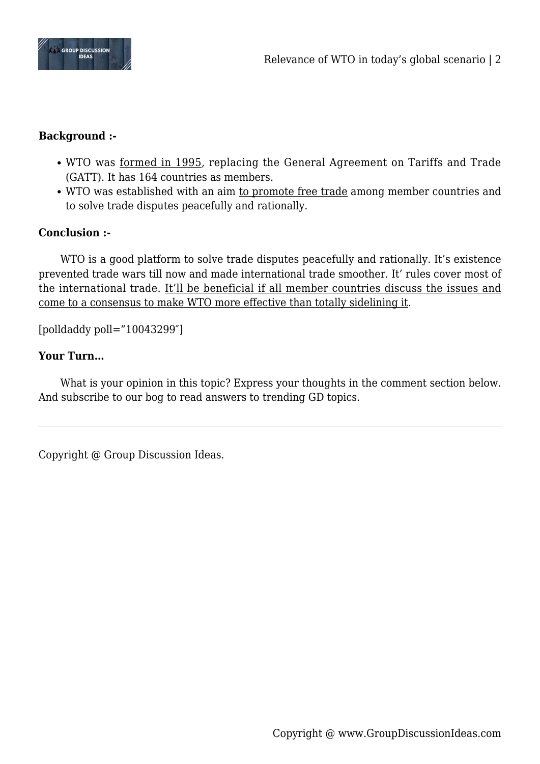**Background :-**

- WTO was formed in 1995, replacing the General Agreement on Tariffs and Trade (GATT). It has 164 countries as members.
- WTO was established with an aim to promote free trade among member countries and to solve trade disputes peacefully and rationally.

**Conclusion :-**

WTO is a good platform to solve trade disputes peacefully and rationally. It's existence prevented trade wars till now and made international trade smoother. It' rules cover most of the international trade. It'll be beneficial if all member countries discuss the issues and come to a consensus to make WTO more effective than totally sidelining it.

[polldaddy poll="10043299″]

**Your Turn…**

What is your opinion in this topic? Express your thoughts in the comment section below. And subscribe to our bog to read answers to trending GD topics.

---

Copyright @ Group Discussion Ideas.